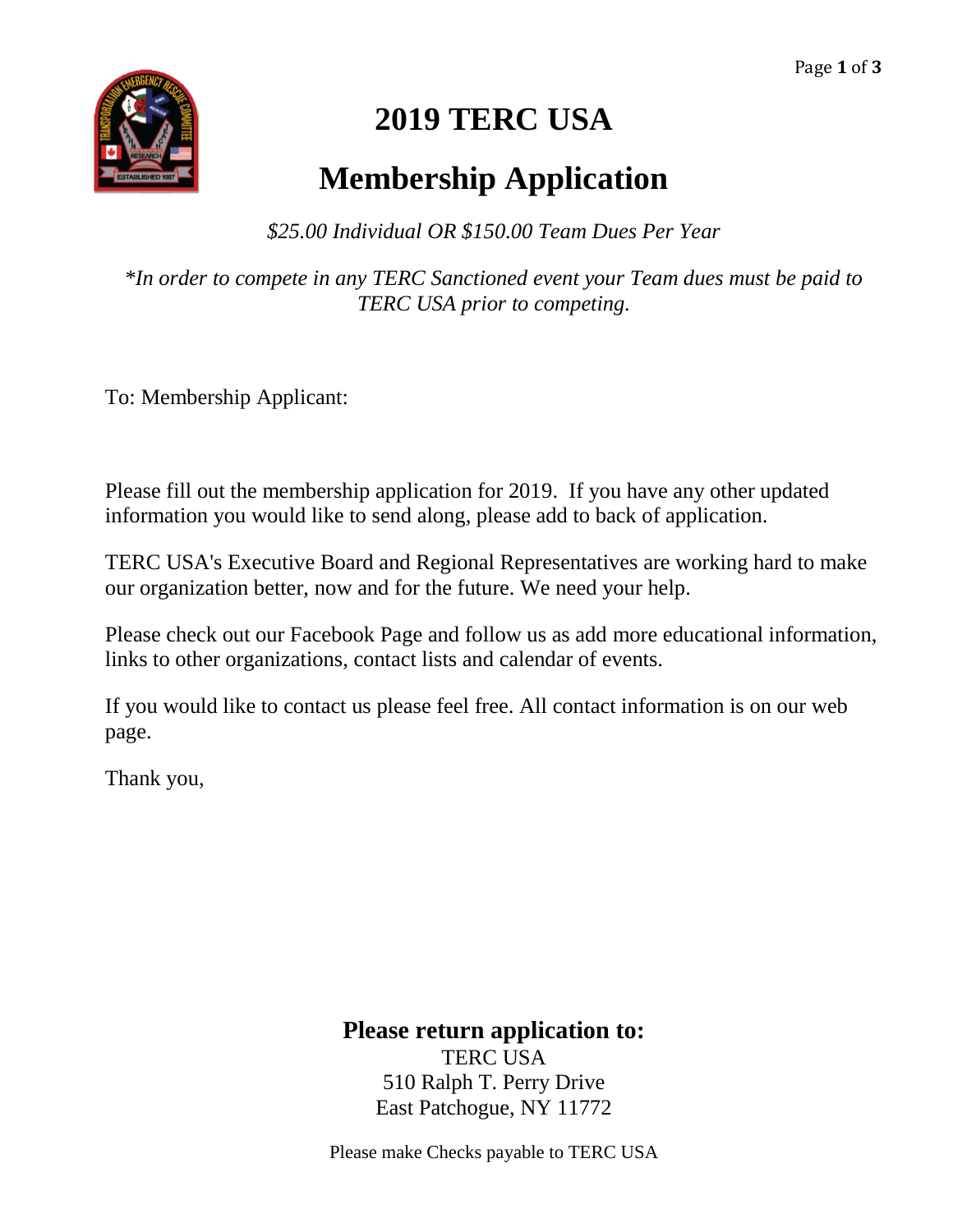# 2019 TERC USA

# Membership Application

*$25.00 Individual OR $150.00 Team Dues Per Year*

*\*In order to compete in any TERC Sanctioned event your Team dues must be paid to TERC USA prior to competing.*

To: Membership Applicant:

Please fill out the membership application for 2019. If you have any other updated information you would like to send along, please add to back of application.

TERC USA's Executive Board and Regional Representatives are working hard to make our organization better, now and for the future. We need your help.

Please check out our Facebook Page and follow us as add more educational information, links to other organizations, contact lists and calendar of events.

If you would like to contact us please feel free. All contact information is on our web page.

Thank you,

**Please return application to:**

TERC USA
510 Ralph T. Perry Drive
East Patchogue, NY 11772

Please make Checks payable to TERC USA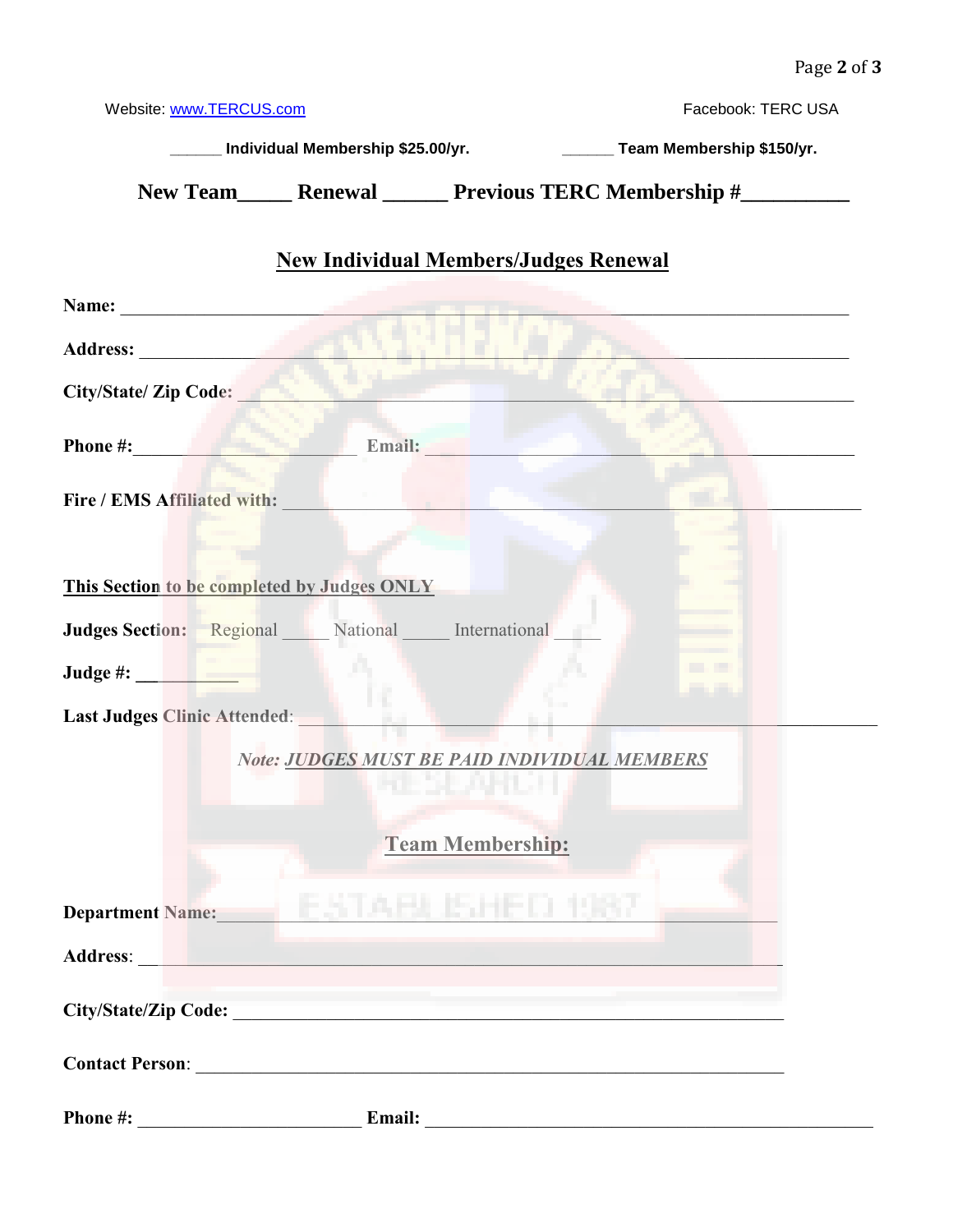Website: www.TERCUS.com Facebook: TERC USA

______ **Individual Membership $25.00/yr.** ______ **Team Membership $150/yr.**

**New Team_____ Renewal ______ Previous TERC Membership #__________**

## New Individual Members/Judges Renewal

**Name:** ____________________________________________________________

**Address:** __________________________________________________________

**City/State/ Zip Code:** ______________________________________________

**Phone #:**______________________ **Email:** ___________________________

**Fire / EMS Affiliated with:** ___________________________________________

**This Section to be completed by Judges ONLY**

**Judges Section:** Regional _____ National _____ International _____

**Judge #:** __________

**Last Judges Clinic Attended**: ______________________________________________

***Note: JUDGES MUST BE PAID INDIVIDUAL MEMBERS***

## Team Membership:

**Department Name:**_____________________________________________________

**Address**: ____________________________________________________________

**City/State/Zip Code:** _________________________________________________

**Contact Person**: ______________________________________________________

**Phone #:** ______________________ **Email:** ___________________________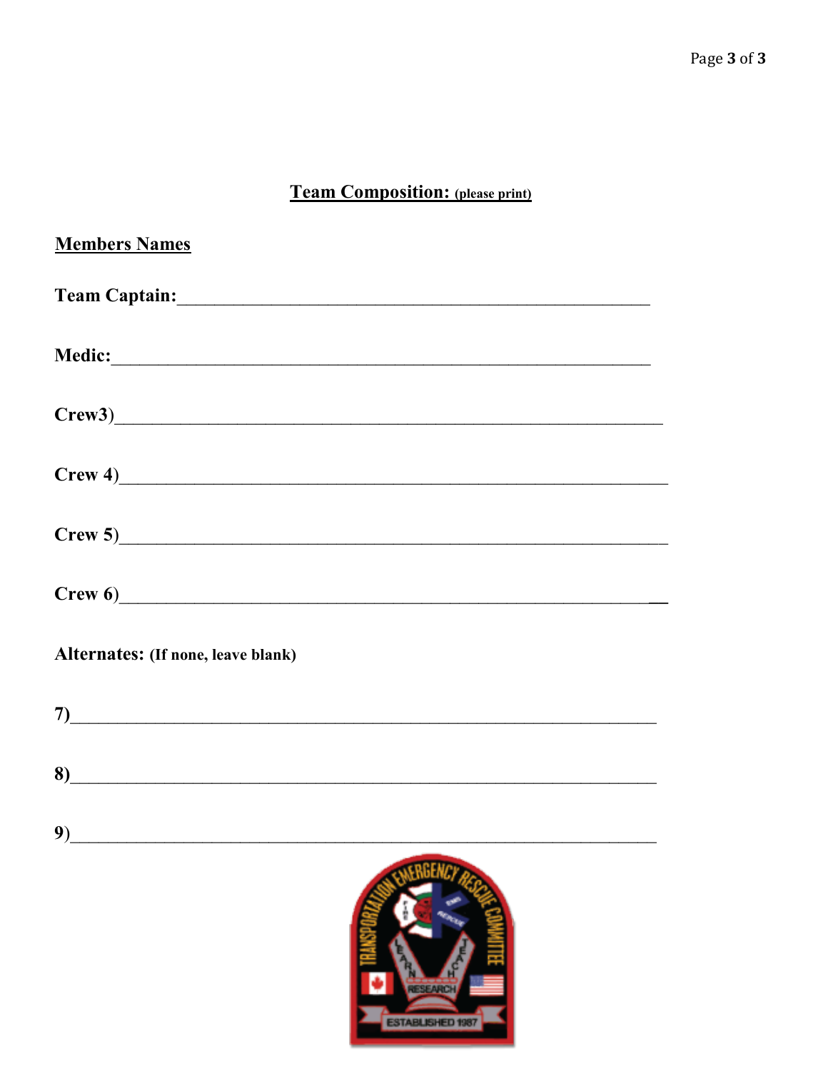## Team Composition: (please print)

**Members Names**

**Team Captain:**___________________________________________________

**Medic:**__________________________________________________________

**Crew3)**_________________________________________________________

**Crew 4)**_________________________________________________________

**Crew 5)**_________________________________________________________

**Crew 6)**_________________________________________________________

**Alternates: (If none, leave blank)**

**7)**____________________________________________________________

**8)**____________________________________________________________

**9)**____________________________________________________________